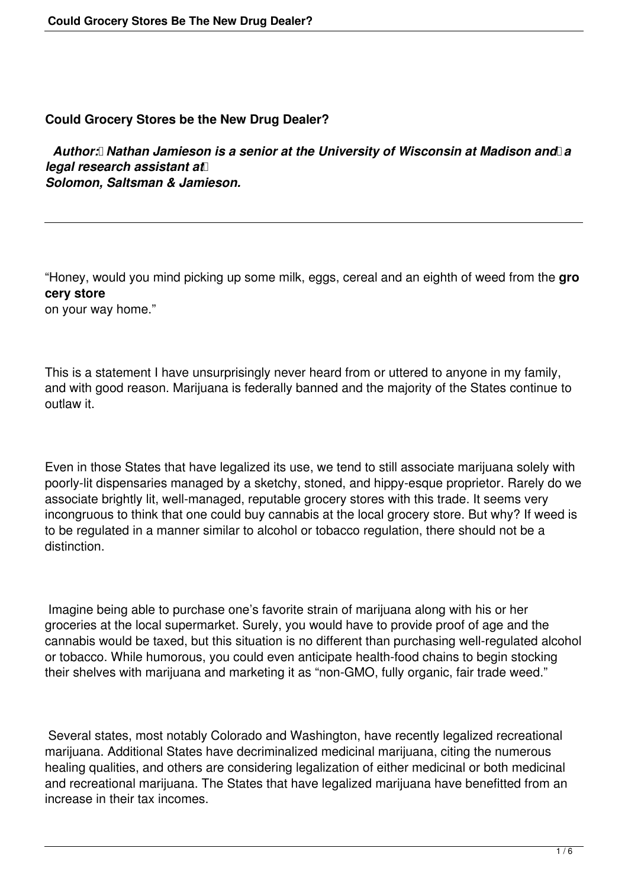# Could Grocery Stores be the New Drug Dealer?

***Author: Nathan Jamieson is a senior at the University of Wisconsin at Madison and a legal research assistant at Solomon, Saltsman & Jamieson.***

---

"Honey, would you mind picking up some milk, eggs, cereal and an eighth of weed from the **grocery store** on your way home."

This is a statement I have unsurprisingly never heard from or uttered to anyone in my family, and with good reason. Marijuana is federally banned and the majority of the States continue to outlaw it.

Even in those States that have legalized its use, we tend to still associate marijuana solely with poorly-lit dispensaries managed by a sketchy, stoned, and hippy-esque proprietor. Rarely do we associate brightly lit, well-managed, reputable grocery stores with this trade. It seems very incongruous to think that one could buy cannabis at the local grocery store. But why? If weed is to be regulated in a manner similar to alcohol or tobacco regulation, there should not be a distinction.

Imagine being able to purchase one's favorite strain of marijuana along with his or her groceries at the local supermarket. Surely, you would have to provide proof of age and the cannabis would be taxed, but this situation is no different than purchasing well-regulated alcohol or tobacco. While humorous, you could even anticipate health-food chains to begin stocking their shelves with marijuana and marketing it as "non-GMO, fully organic, fair trade weed."

Several states, most notably Colorado and Washington, have recently legalized recreational marijuana. Additional States have decriminalized medicinal marijuana, citing the numerous healing qualities, and others are considering legalization of either medicinal or both medicinal and recreational marijuana. The States that have legalized marijuana have benefitted from an increase in their tax incomes.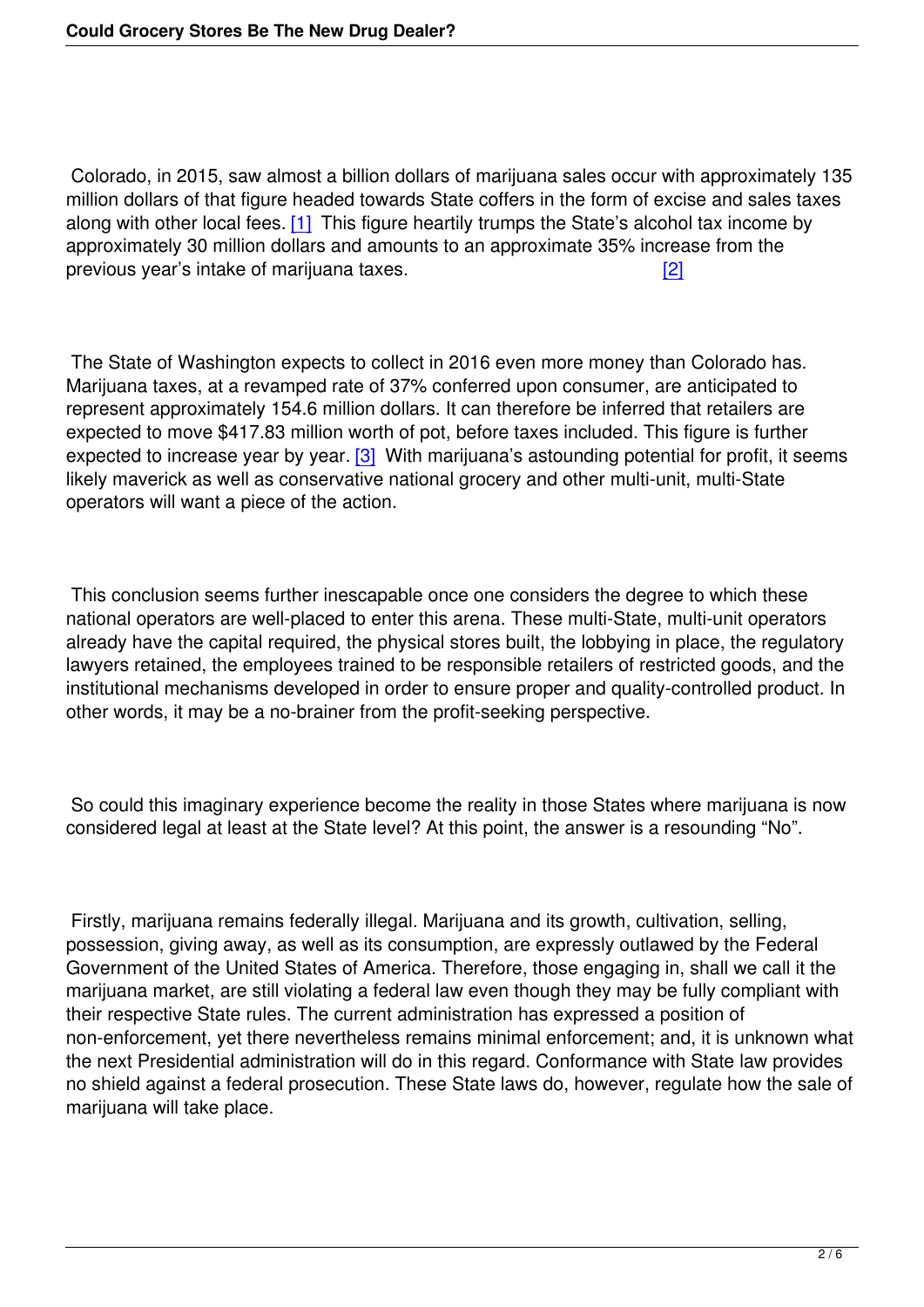Colorado, in 2015, saw almost a billion dollars of marijuana sales occur with approximately 135 million dollars of that figure headed towards State coffers in the form of excise and sales taxes along with other local fees. [1] This figure heartily trumps the State's alcohol tax income by approximately 30 million dollars and amounts to an approximate 35% increase from the previous year's intake of marijuana taxes. [2]

The State of Washington expects to collect in 2016 even more money than Colorado has. Marijuana taxes, at a revamped rate of 37% conferred upon consumer, are anticipated to represent approximately 154.6 million dollars. It can therefore be inferred that retailers are expected to move $417.83 million worth of pot, before taxes included. This figure is further expected to increase year by year. [3] With marijuana's astounding potential for profit, it seems likely maverick as well as conservative national grocery and other multi-unit, multi-State operators will want a piece of the action.

This conclusion seems further inescapable once one considers the degree to which these national operators are well-placed to enter this arena. These multi-State, multi-unit operators already have the capital required, the physical stores built, the lobbying in place, the regulatory lawyers retained, the employees trained to be responsible retailers of restricted goods, and the institutional mechanisms developed in order to ensure proper and quality-controlled product. In other words, it may be a no-brainer from the profit-seeking perspective.

So could this imaginary experience become the reality in those States where marijuana is now considered legal at least at the State level? At this point, the answer is a resounding "No".

Firstly, marijuana remains federally illegal. Marijuana and its growth, cultivation, selling, possession, giving away, as well as its consumption, are expressly outlawed by the Federal Government of the United States of America. Therefore, those engaging in, shall we call it the marijuana market, are still violating a federal law even though they may be fully compliant with their respective State rules. The current administration has expressed a position of non-enforcement, yet there nevertheless remains minimal enforcement; and, it is unknown what the next Presidential administration will do in this regard. Conformance with State law provides no shield against a federal prosecution. These State laws do, however, regulate how the sale of marijuana will take place.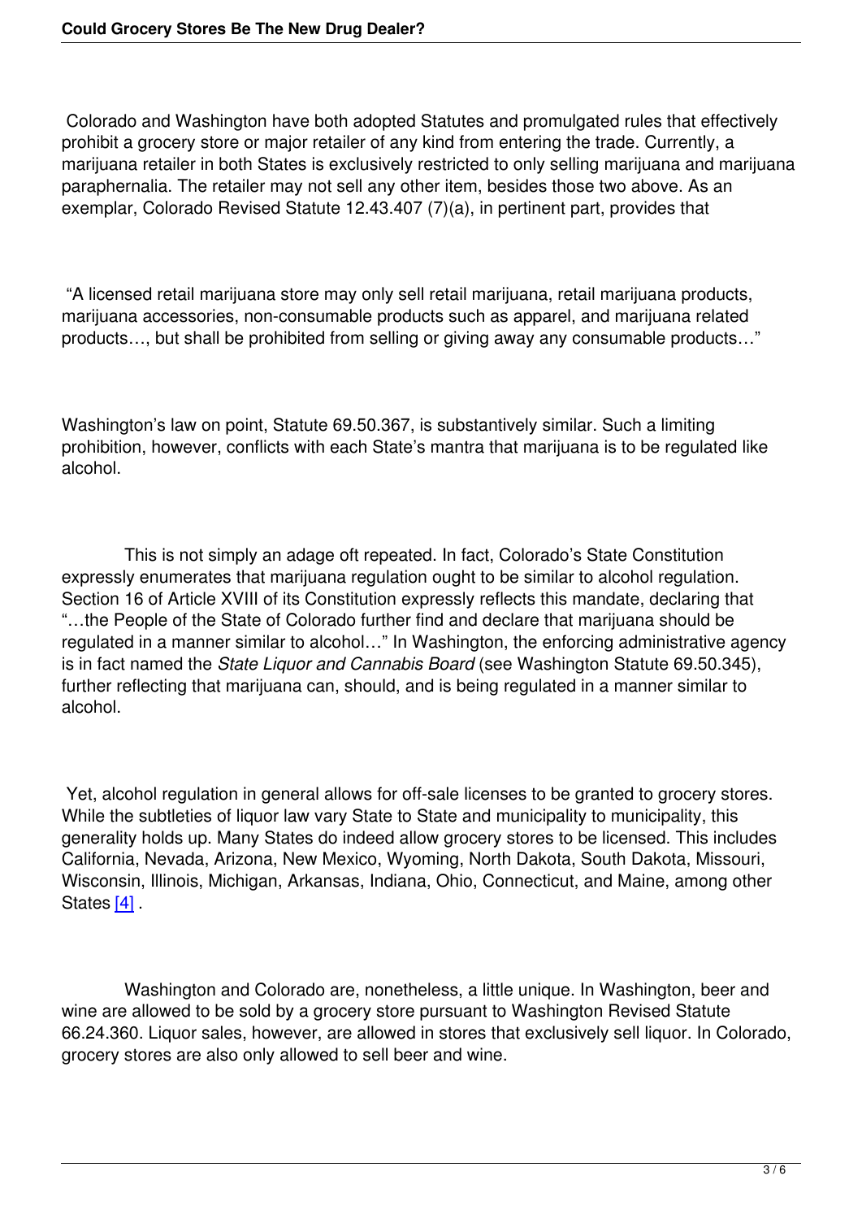Colorado and Washington have both adopted Statutes and promulgated rules that effectively prohibit a grocery store or major retailer of any kind from entering the trade. Currently, a marijuana retailer in both States is exclusively restricted to only selling marijuana and marijuana paraphernalia. The retailer may not sell any other item, besides those two above. As an exemplar, Colorado Revised Statute 12.43.407 (7)(a), in pertinent part, provides that

"A licensed retail marijuana store may only sell retail marijuana, retail marijuana products, marijuana accessories, non-consumable products such as apparel, and marijuana related products…, but shall be prohibited from selling or giving away any consumable products…"

Washington's law on point, Statute 69.50.367, is substantively similar. Such a limiting prohibition, however, conflicts with each State's mantra that marijuana is to be regulated like alcohol.

This is not simply an adage oft repeated. In fact, Colorado's State Constitution expressly enumerates that marijuana regulation ought to be similar to alcohol regulation. Section 16 of Article XVIII of its Constitution expressly reflects this mandate, declaring that "…the People of the State of Colorado further find and declare that marijuana should be regulated in a manner similar to alcohol…" In Washington, the enforcing administrative agency is in fact named the *State Liquor and Cannabis Board* (see Washington Statute 69.50.345), further reflecting that marijuana can, should, and is being regulated in a manner similar to alcohol.

Yet, alcohol regulation in general allows for off-sale licenses to be granted to grocery stores. While the subtleties of liquor law vary State to State and municipality to municipality, this generality holds up. Many States do indeed allow grocery stores to be licensed. This includes California, Nevada, Arizona, New Mexico, Wyoming, North Dakota, South Dakota, Missouri, Wisconsin, Illinois, Michigan, Arkansas, Indiana, Ohio, Connecticut, and Maine, among other States [4] .

Washington and Colorado are, nonetheless, a little unique. In Washington, beer and wine are allowed to be sold by a grocery store pursuant to Washington Revised Statute 66.24.360. Liquor sales, however, are allowed in stores that exclusively sell liquor. In Colorado, grocery stores are also only allowed to sell beer and wine.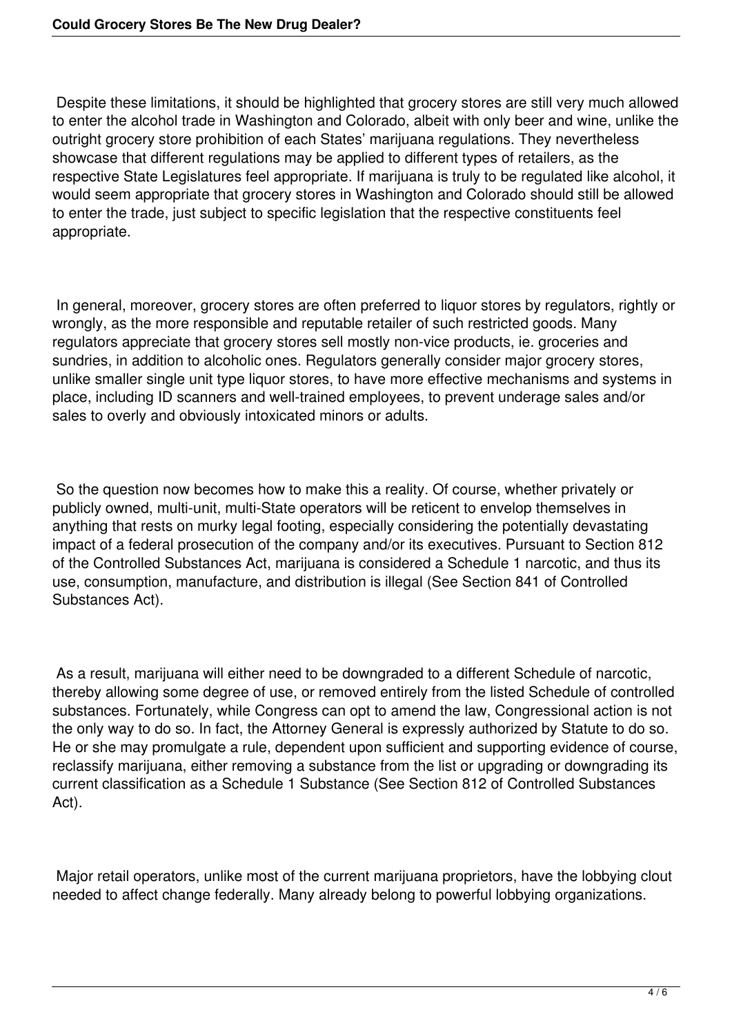Despite these limitations, it should be highlighted that grocery stores are still very much allowed to enter the alcohol trade in Washington and Colorado, albeit with only beer and wine, unlike the outright grocery store prohibition of each States' marijuana regulations. They nevertheless showcase that different regulations may be applied to different types of retailers, as the respective State Legislatures feel appropriate. If marijuana is truly to be regulated like alcohol, it would seem appropriate that grocery stores in Washington and Colorado should still be allowed to enter the trade, just subject to specific legislation that the respective constituents feel appropriate.

In general, moreover, grocery stores are often preferred to liquor stores by regulators, rightly or wrongly, as the more responsible and reputable retailer of such restricted goods. Many regulators appreciate that grocery stores sell mostly non-vice products, ie. groceries and sundries, in addition to alcoholic ones. Regulators generally consider major grocery stores, unlike smaller single unit type liquor stores, to have more effective mechanisms and systems in place, including ID scanners and well-trained employees, to prevent underage sales and/or sales to overly and obviously intoxicated minors or adults.

So the question now becomes how to make this a reality. Of course, whether privately or publicly owned, multi-unit, multi-State operators will be reticent to envelop themselves in anything that rests on murky legal footing, especially considering the potentially devastating impact of a federal prosecution of the company and/or its executives. Pursuant to Section 812 of the Controlled Substances Act, marijuana is considered a Schedule 1 narcotic, and thus its use, consumption, manufacture, and distribution is illegal (See Section 841 of Controlled Substances Act).

As a result, marijuana will either need to be downgraded to a different Schedule of narcotic, thereby allowing some degree of use, or removed entirely from the listed Schedule of controlled substances. Fortunately, while Congress can opt to amend the law, Congressional action is not the only way to do so. In fact, the Attorney General is expressly authorized by Statute to do so. He or she may promulgate a rule, dependent upon sufficient and supporting evidence of course, reclassify marijuana, either removing a substance from the list or upgrading or downgrading its current classification as a Schedule 1 Substance (See Section 812 of Controlled Substances Act).

Major retail operators, unlike most of the current marijuana proprietors, have the lobbying clout needed to affect change federally. Many already belong to powerful lobbying organizations.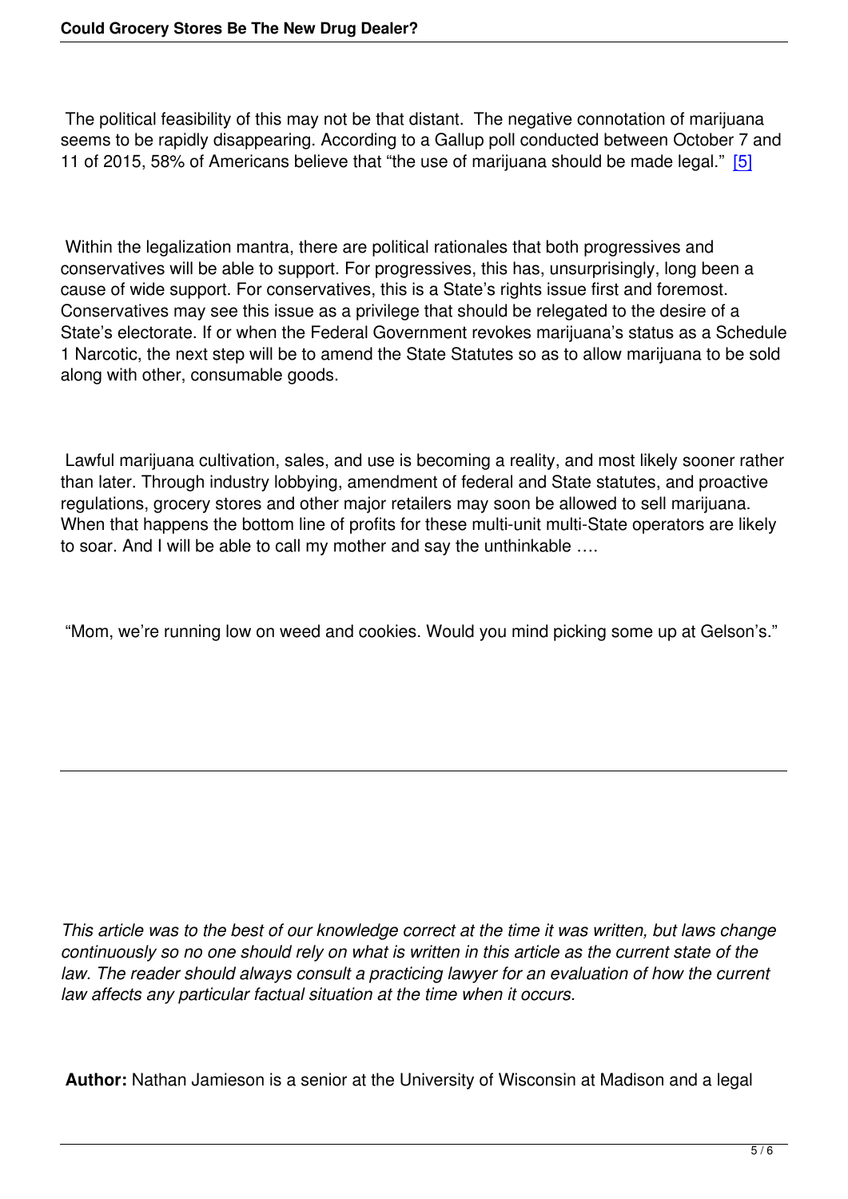The political feasibility of this may not be that distant. The negative connotation of marijuana seems to be rapidly disappearing. According to a Gallup poll conducted between October 7 and 11 of 2015, 58% of Americans believe that "the use of marijuana should be made legal." [5]

Within the legalization mantra, there are political rationales that both progressives and conservatives will be able to support. For progressives, this has, unsurprisingly, long been a cause of wide support. For conservatives, this is a State's rights issue first and foremost. Conservatives may see this issue as a privilege that should be relegated to the desire of a State's electorate. If or when the Federal Government revokes marijuana's status as a Schedule 1 Narcotic, the next step will be to amend the State Statutes so as to allow marijuana to be sold along with other, consumable goods.

Lawful marijuana cultivation, sales, and use is becoming a reality, and most likely sooner rather than later. Through industry lobbying, amendment of federal and State statutes, and proactive regulations, grocery stores and other major retailers may soon be allowed to sell marijuana. When that happens the bottom line of profits for these multi-unit multi-State operators are likely to soar. And I will be able to call my mother and say the unthinkable ….

"Mom, we're running low on weed and cookies. Would you mind picking some up at Gelson's."

---

*This article was to the best of our knowledge correct at the time it was written, but laws change continuously so no one should rely on what is written in this article as the current state of the law. The reader should always consult a practicing lawyer for an evaluation of how the current law affects any particular factual situation at the time when it occurs.*

**Author:** Nathan Jamieson is a senior at the University of Wisconsin at Madison and a legal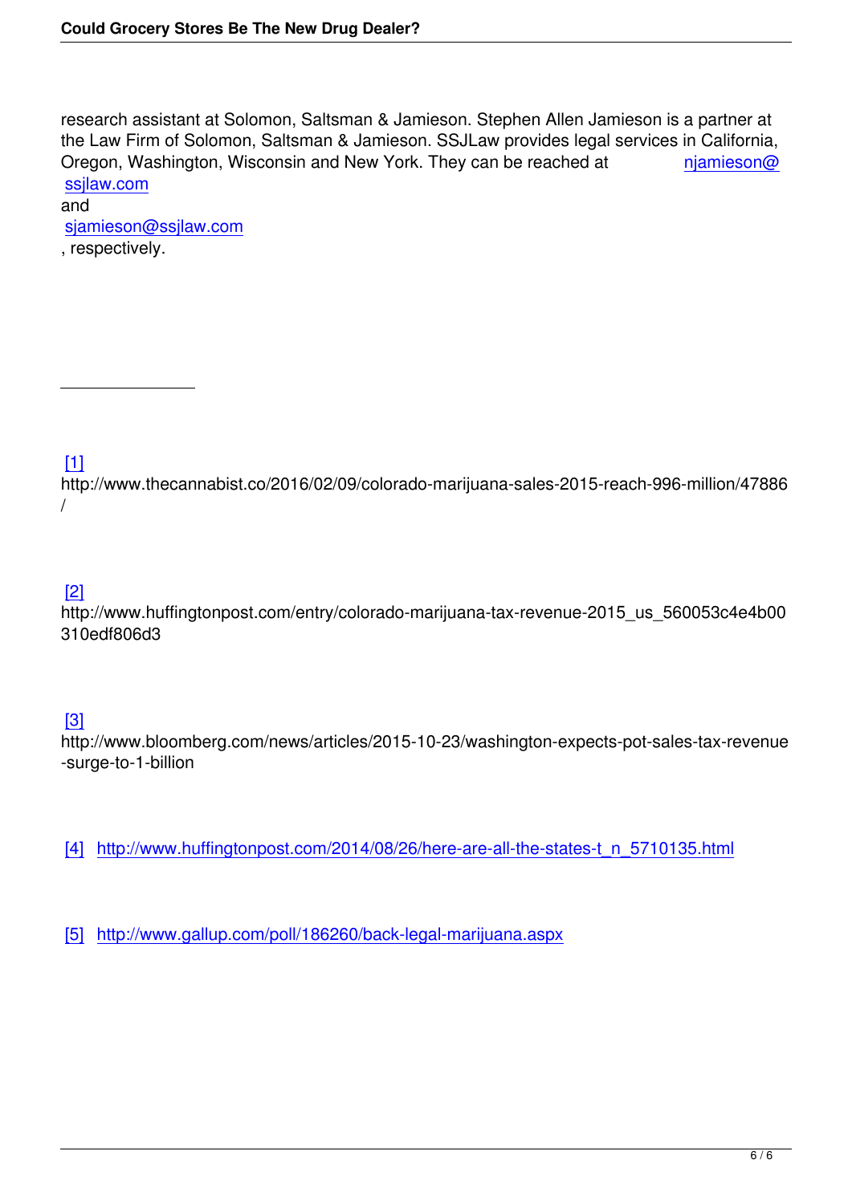research assistant at Solomon, Saltsman & Jamieson. Stephen Allen Jamieson is a partner at the Law Firm of Solomon, Saltsman & Jamieson. SSJLaw provides legal services in California, Oregon, Washington, Wisconsin and New York. They can be reached at njamieson@ssjlaw.com and sjamieson@ssjlaw.com, respectively.

---

[1] http://www.thecannabist.co/2016/02/09/colorado-marijuana-sales-2015-reach-996-million/47886/

[2] http://www.huffingtonpost.com/entry/colorado-marijuana-tax-revenue-2015_us_560053c4e4b00310edf806d3

[3] http://www.bloomberg.com/news/articles/2015-10-23/washington-expects-pot-sales-tax-revenue-surge-to-1-billion

[4] http://www.huffingtonpost.com/2014/08/26/here-are-all-the-states-t_n_5710135.html

[5] http://www.gallup.com/poll/186260/back-legal-marijuana.aspx